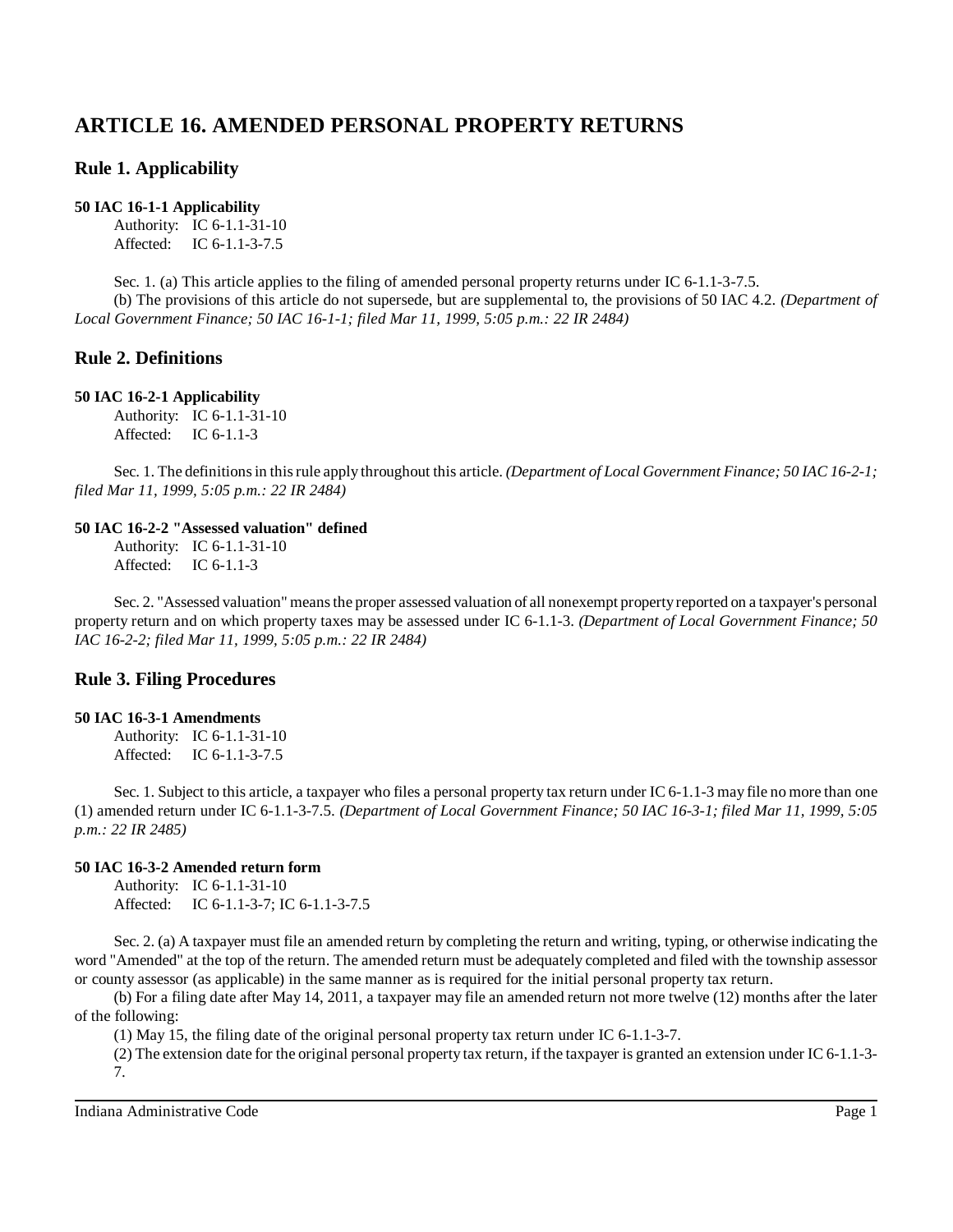# ARTICLE 16. AMENDED PERSONAL PROPERTY RETURNS

## Rule 1. Applicability

**50 IAC 16-1-1 Applicability**

Authority: IC 6-1.1-31-10
Affected: IC 6-1.1-3-7.5

Sec. 1. (a) This article applies to the filing of amended personal property returns under IC 6-1.1-3-7.5.

(b) The provisions of this article do not supersede, but are supplemental to, the provisions of 50 IAC 4.2. *(Department of Local Government Finance; 50 IAC 16-1-1; filed Mar 11, 1999, 5:05 p.m.: 22 IR 2484)*

## Rule 2. Definitions

**50 IAC 16-2-1 Applicability**

Authority: IC 6-1.1-31-10
Affected: IC 6-1.1-3

Sec. 1. The definitions in this rule apply throughout this article. *(Department of Local Government Finance; 50 IAC 16-2-1; filed Mar 11, 1999, 5:05 p.m.: 22 IR 2484)*

**50 IAC 16-2-2 "Assessed valuation" defined**

Authority: IC 6-1.1-31-10
Affected: IC 6-1.1-3

Sec. 2. "Assessed valuation" means the proper assessed valuation of all nonexempt property reported on a taxpayer's personal property return and on which property taxes may be assessed under IC 6-1.1-3. *(Department of Local Government Finance; 50 IAC 16-2-2; filed Mar 11, 1999, 5:05 p.m.: 22 IR 2484)*

## Rule 3. Filing Procedures

**50 IAC 16-3-1 Amendments**

Authority: IC 6-1.1-31-10
Affected: IC 6-1.1-3-7.5

Sec. 1. Subject to this article, a taxpayer who files a personal property tax return under IC 6-1.1-3 may file no more than one (1) amended return under IC 6-1.1-3-7.5. *(Department of Local Government Finance; 50 IAC 16-3-1; filed Mar 11, 1999, 5:05 p.m.: 22 IR 2485)*

**50 IAC 16-3-2 Amended return form**

Authority: IC 6-1.1-31-10
Affected: IC 6-1.1-3-7; IC 6-1.1-3-7.5

Sec. 2. (a) A taxpayer must file an amended return by completing the return and writing, typing, or otherwise indicating the word "Amended" at the top of the return. The amended return must be adequately completed and filed with the township assessor or county assessor (as applicable) in the same manner as is required for the initial personal property tax return.

(b) For a filing date after May 14, 2011, a taxpayer may file an amended return not more twelve (12) months after the later of the following:

(1) May 15, the filing date of the original personal property tax return under IC 6-1.1-3-7.

(2) The extension date for the original personal property tax return, if the taxpayer is granted an extension under IC 6-1.1-3-7.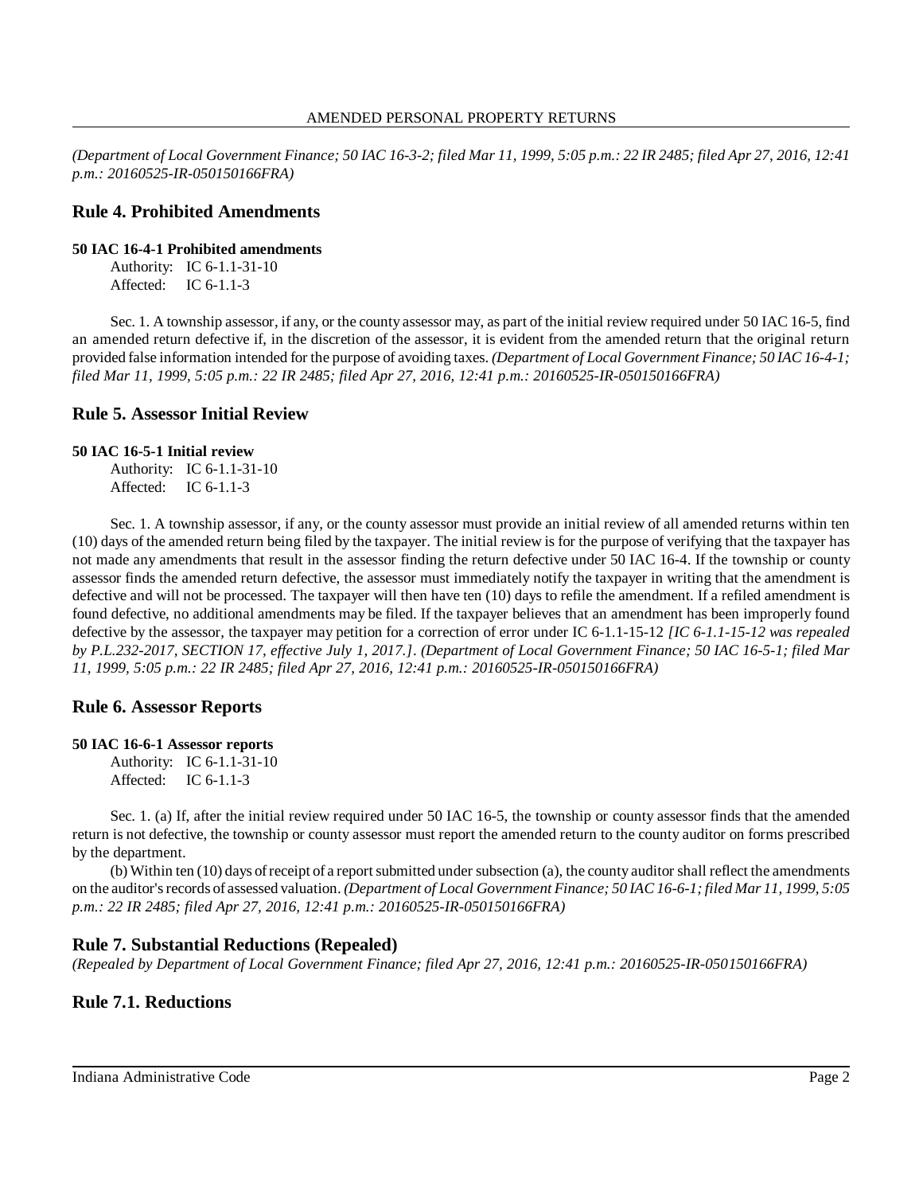*(Department of Local Government Finance; 50 IAC 16-3-2; filed Mar 11, 1999, 5:05 p.m.: 22 IR 2485; filed Apr 27, 2016, 12:41 p.m.: 20160525-IR-050150166FRA)*

## Rule 4. Prohibited Amendments

**50 IAC 16-4-1 Prohibited amendments**

Authority: IC 6-1.1-31-10
Affected: IC 6-1.1-3

Sec. 1. A township assessor, if any, or the county assessor may, as part of the initial review required under 50 IAC 16-5, find an amended return defective if, in the discretion of the assessor, it is evident from the amended return that the original return provided false information intended for the purpose of avoiding taxes. *(Department of Local Government Finance; 50 IAC 16-4-1; filed Mar 11, 1999, 5:05 p.m.: 22 IR 2485; filed Apr 27, 2016, 12:41 p.m.: 20160525-IR-050150166FRA)*

## Rule 5. Assessor Initial Review

**50 IAC 16-5-1 Initial review**

Authority: IC 6-1.1-31-10
Affected: IC 6-1.1-3

Sec. 1. A township assessor, if any, or the county assessor must provide an initial review of all amended returns within ten (10) days of the amended return being filed by the taxpayer. The initial review is for the purpose of verifying that the taxpayer has not made any amendments that result in the assessor finding the return defective under 50 IAC 16-4. If the township or county assessor finds the amended return defective, the assessor must immediately notify the taxpayer in writing that the amendment is defective and will not be processed. The taxpayer will then have ten (10) days to refile the amendment. If a refiled amendment is found defective, no additional amendments may be filed. If the taxpayer believes that an amendment has been improperly found defective by the assessor, the taxpayer may petition for a correction of error under IC 6-1.1-15-12 *[IC 6-1.1-15-12 was repealed by P.L.232-2017, SECTION 17, effective July 1, 2017.]*. *(Department of Local Government Finance; 50 IAC 16-5-1; filed Mar 11, 1999, 5:05 p.m.: 22 IR 2485; filed Apr 27, 2016, 12:41 p.m.: 20160525-IR-050150166FRA)*

## Rule 6. Assessor Reports

**50 IAC 16-6-1 Assessor reports**

Authority: IC 6-1.1-31-10
Affected: IC 6-1.1-3

Sec. 1. (a) If, after the initial review required under 50 IAC 16-5, the township or county assessor finds that the amended return is not defective, the township or county assessor must report the amended return to the county auditor on forms prescribed by the department.

(b) Within ten (10) days of receipt of a report submitted under subsection (a), the county auditor shall reflect the amendments on the auditor's records of assessed valuation. *(Department of Local Government Finance; 50 IAC 16-6-1; filed Mar 11, 1999, 5:05 p.m.: 22 IR 2485; filed Apr 27, 2016, 12:41 p.m.: 20160525-IR-050150166FRA)*

## Rule 7. Substantial Reductions (Repealed)

*(Repealed by Department of Local Government Finance; filed Apr 27, 2016, 12:41 p.m.: 20160525-IR-050150166FRA)*

## Rule 7.1. Reductions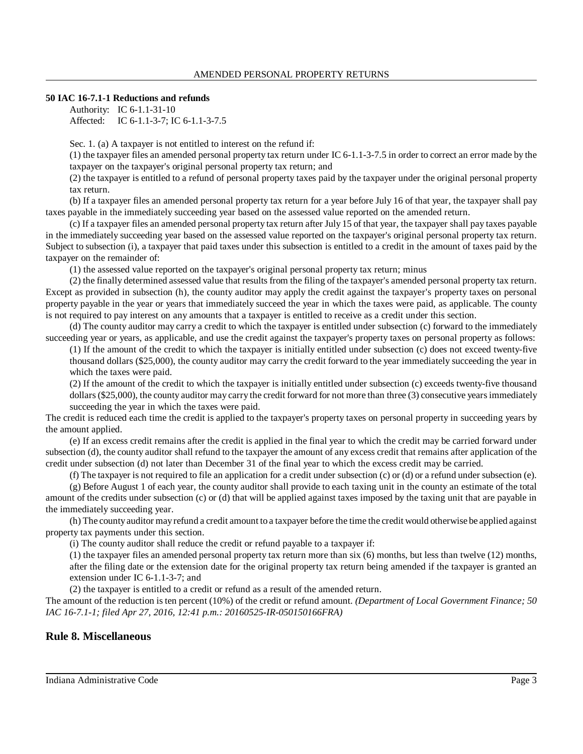## 50 IAC 16-7.1-1 Reductions and refunds

Authority: IC 6-1.1-31-10
Affected: IC 6-1.1-3-7; IC 6-1.1-3-7.5

Sec. 1. (a) A taxpayer is not entitled to interest on the refund if:

(1) the taxpayer files an amended personal property tax return under IC 6-1.1-3-7.5 in order to correct an error made by the taxpayer on the taxpayer's original personal property tax return; and

(2) the taxpayer is entitled to a refund of personal property taxes paid by the taxpayer under the original personal property tax return.

(b) If a taxpayer files an amended personal property tax return for a year before July 16 of that year, the taxpayer shall pay taxes payable in the immediately succeeding year based on the assessed value reported on the amended return.

(c) If a taxpayer files an amended personal property tax return after July 15 of that year, the taxpayer shall pay taxes payable in the immediately succeeding year based on the assessed value reported on the taxpayer's original personal property tax return. Subject to subsection (i), a taxpayer that paid taxes under this subsection is entitled to a credit in the amount of taxes paid by the taxpayer on the remainder of:

(1) the assessed value reported on the taxpayer's original personal property tax return; minus

(2) the finally determined assessed value that results from the filing of the taxpayer's amended personal property tax return.

Except as provided in subsection (h), the county auditor may apply the credit against the taxpayer's property taxes on personal property payable in the year or years that immediately succeed the year in which the taxes were paid, as applicable. The county is not required to pay interest on any amounts that a taxpayer is entitled to receive as a credit under this section.

(d) The county auditor may carry a credit to which the taxpayer is entitled under subsection (c) forward to the immediately succeeding year or years, as applicable, and use the credit against the taxpayer's property taxes on personal property as follows:

(1) If the amount of the credit to which the taxpayer is initially entitled under subsection (c) does not exceed twenty-five thousand dollars ($25,000), the county auditor may carry the credit forward to the year immediately succeeding the year in which the taxes were paid.

(2) If the amount of the credit to which the taxpayer is initially entitled under subsection (c) exceeds twenty-five thousand dollars ($25,000), the county auditor may carry the credit forward for not more than three (3) consecutive years immediately succeeding the year in which the taxes were paid.

The credit is reduced each time the credit is applied to the taxpayer's property taxes on personal property in succeeding years by the amount applied.

(e) If an excess credit remains after the credit is applied in the final year to which the credit may be carried forward under subsection (d), the county auditor shall refund to the taxpayer the amount of any excess credit that remains after application of the credit under subsection (d) not later than December 31 of the final year to which the excess credit may be carried.

(f) The taxpayer is not required to file an application for a credit under subsection (c) or (d) or a refund under subsection (e).

(g) Before August 1 of each year, the county auditor shall provide to each taxing unit in the county an estimate of the total amount of the credits under subsection (c) or (d) that will be applied against taxes imposed by the taxing unit that are payable in the immediately succeeding year.

(h) The county auditor may refund a credit amount to a taxpayer before the time the credit would otherwise be applied against property tax payments under this section.

(i) The county auditor shall reduce the credit or refund payable to a taxpayer if:

(1) the taxpayer files an amended personal property tax return more than six (6) months, but less than twelve (12) months, after the filing date or the extension date for the original property tax return being amended if the taxpayer is granted an extension under IC 6-1.1-3-7; and

(2) the taxpayer is entitled to a credit or refund as a result of the amended return.

The amount of the reduction is ten percent (10%) of the credit or refund amount. *(Department of Local Government Finance; 50 IAC 16-7.1-1; filed Apr 27, 2016, 12:41 p.m.: 20160525-IR-050150166FRA)*

# Rule 8. Miscellaneous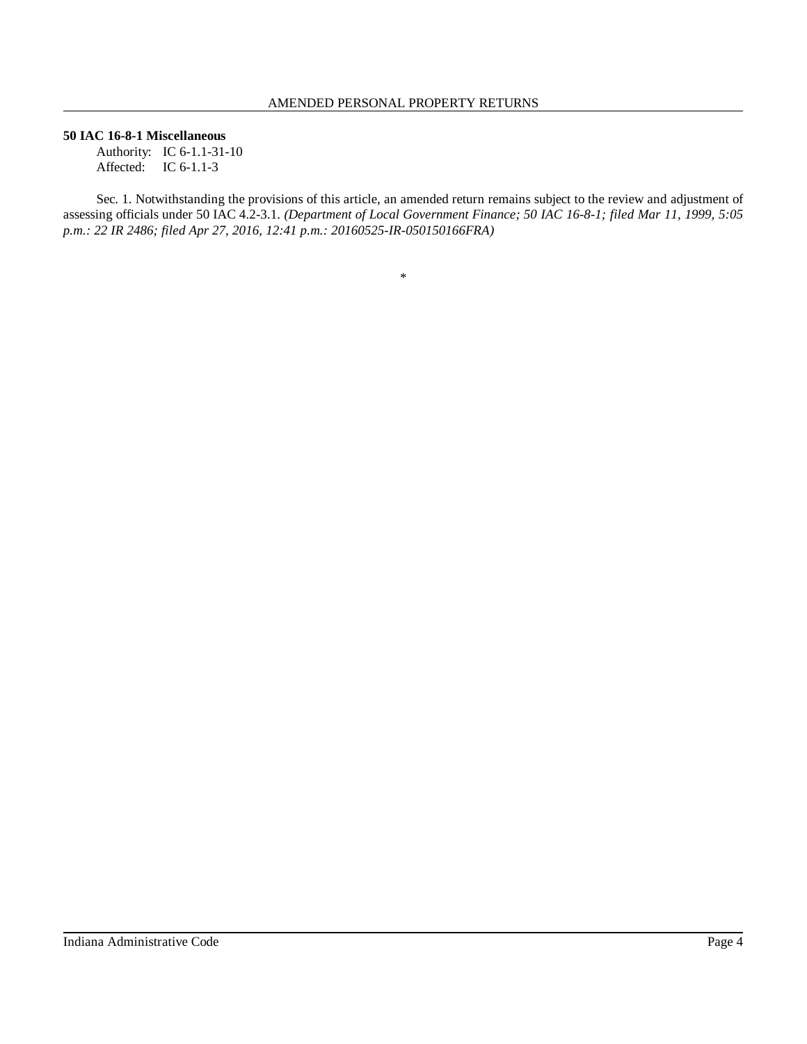AMENDED PERSONAL PROPERTY RETURNS

**50 IAC 16-8-1 Miscellaneous**

Authority: IC 6-1.1-31-10
Affected: IC 6-1.1-3

Sec. 1. Notwithstanding the provisions of this article, an amended return remains subject to the review and adjustment of assessing officials under 50 IAC 4.2-3.1. *(Department of Local Government Finance; 50 IAC 16-8-1; filed Mar 11, 1999, 5:05 p.m.: 22 IR 2486; filed Apr 27, 2016, 12:41 p.m.: 20160525-IR-050150166FRA)*

*